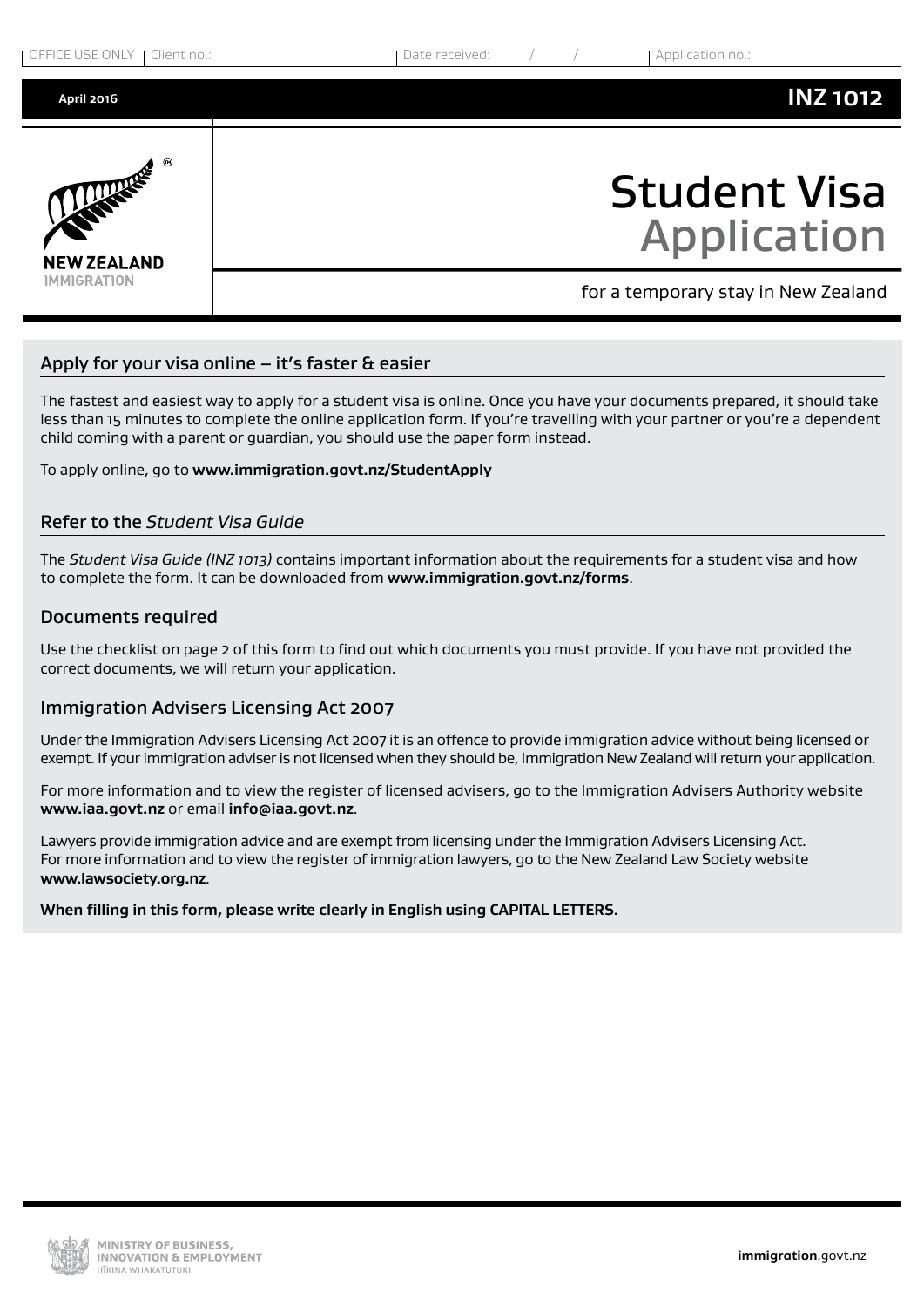OFFICE USE ONLY | Client no.: | Date received: / / | Application no.:

April 2016

**INZ 1012**

NEW ZEALAND IMMIGRATION

# Student Visa Application

for a temporary stay in New Zealand

## Apply for your visa online – it's faster & easier

The fastest and easiest way to apply for a student visa is online. Once you have your documents prepared, it should take less than 15 minutes to complete the online application form. If you're travelling with your partner or you're a dependent child coming with a parent or guardian, you should use the paper form instead.

To apply online, go to **www.immigration.govt.nz/StudentApply**

## Refer to the *Student Visa Guide*

The *Student Visa Guide (INZ 1013)* contains important information about the requirements for a student visa and how to complete the form. It can be downloaded from **www.immigration.govt.nz/forms**.

## Documents required

Use the checklist on page 2 of this form to find out which documents you must provide. If you have not provided the correct documents, we will return your application.

## Immigration Advisers Licensing Act 2007

Under the Immigration Advisers Licensing Act 2007 it is an offence to provide immigration advice without being licensed or exempt. If your immigration adviser is not licensed when they should be, Immigration New Zealand will return your application.

For more information and to view the register of licensed advisers, go to the Immigration Advisers Authority website **www.iaa.govt.nz** or email **info@iaa.govt.nz**.

Lawyers provide immigration advice and are exempt from licensing under the Immigration Advisers Licensing Act. For more information and to view the register of immigration lawyers, go to the New Zealand Law Society website **www.lawsociety.org.nz**.

**When filling in this form, please write clearly in English using CAPITAL LETTERS.**

MINISTRY OF BUSINESS, INNOVATION & EMPLOYMENT
HĪKINA WHAKATUTUKI

**immigration**.govt.nz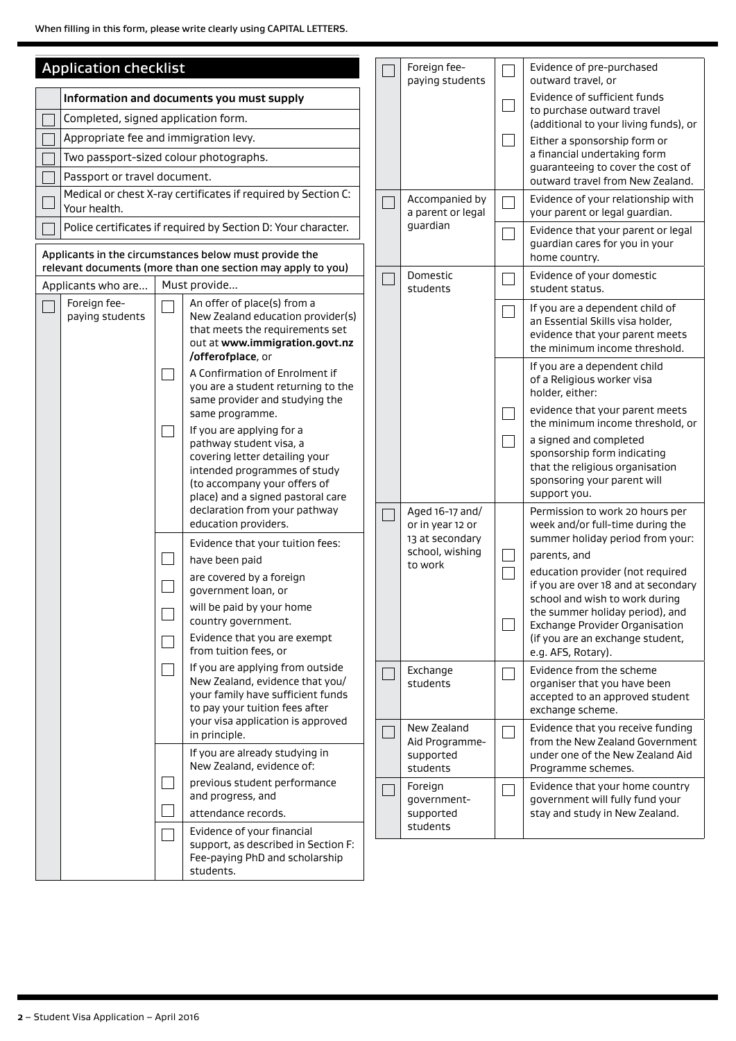When filling in this form, please write clearly using CAPITAL LETTERS.

## Application checklist

| ☐ | Information and documents you must supply |
|---|---|
| ☐ | Completed, signed application form. |
| ☐ | Appropriate fee and immigration levy. |
| ☐ | Two passport-sized colour photographs. |
| ☐ | Passport or travel document. |
| ☐ | Medical or chest X-ray certificates if required by Section C: Your health. |
| ☐ | Police certificates if required by Section D: Your character. |

Applicants in the circumstances below must provide the relevant documents (more than one section may apply to you)

| | Applicants who are... | | Must provide... |
|---|---|---|---|
| ☐ | Foreign fee-paying students | ☐ | An offer of place(s) from a New Zealand education provider(s) that meets the requirements set out at **www.immigration.govt.nz/offerofplace**, or |
| | | ☐ | A Confirmation of Enrolment if you are a student returning to the same provider and studying the same programme. |
| | | ☐ | If you are applying for a pathway student visa, a covering letter detailing your intended programmes of study (to accompany your offers of place) and a signed pastoral care declaration from your pathway education providers. |
| | | | Evidence that your tuition fees: |
| | | ☐ | have been paid |
| | | ☐ | are covered by a foreign government loan, or |
| | | ☐ | will be paid by your home country government. |
| | | ☐ | Evidence that you are exempt from tuition fees, or |
| | | ☐ | If you are applying from outside New Zealand, evidence that you/your family have sufficient funds to pay your tuition fees after your visa application is approved in principle. |
| | | | If you are already studying in New Zealand, evidence of: |
| | | ☐ | previous student performance and progress, and |
| | | ☐ | attendance records. |
| | | ☐ | Evidence of your financial support, as described in Section F: Fee-paying PhD and scholarship students. |
| ☐ | Foreign fee-paying students | ☐ | Evidence of pre-purchased outward travel, or |
| | | ☐ | Evidence of sufficient funds to purchase outward travel (additional to your living funds), or |
| | | ☐ | Either a sponsorship form or a financial undertaking form guaranteeing to cover the cost of outward travel from New Zealand. |
| ☐ | Accompanied by a parent or legal guardian | ☐ | Evidence of your relationship with your parent or legal guardian. |
| | | ☐ | Evidence that your parent or legal guardian cares for you in your home country. |
| ☐ | Domestic students | ☐ | Evidence of your domestic student status. |
| | | ☐ | If you are a dependent child of an Essential Skills visa holder, evidence that your parent meets the minimum income threshold. |
| | | | If you are a dependent child of a Religious worker visa holder, either: |
| | | ☐ | evidence that your parent meets the minimum income threshold, or |
| | | ☐ | a signed and completed sponsorship form indicating that the religious organisation sponsoring your parent will support you. |
| ☐ | Aged 16–17 and/or in year 12 or 13 at secondary school, wishing to work | | Permission to work 20 hours per week and/or full-time during the summer holiday period from your: |
| | | ☐ | parents, and |
| | | ☐ | education provider (not required if you are over 18 and at secondary school and wish to work during the summer holiday period), and |
| | | ☐ | Exchange Provider Organisation (if you are an exchange student, e.g. AFS, Rotary). |
| ☐ | Exchange students | ☐ | Evidence from the scheme organiser that you have been accepted to an approved student exchange scheme. |
| ☐ | New Zealand Aid Programme-supported students | ☐ | Evidence that you receive funding from the New Zealand Government under one of the New Zealand Aid Programme schemes. |
| ☐ | Foreign government-supported students | ☐ | Evidence that your home country government will fully fund your stay and study in New Zealand. |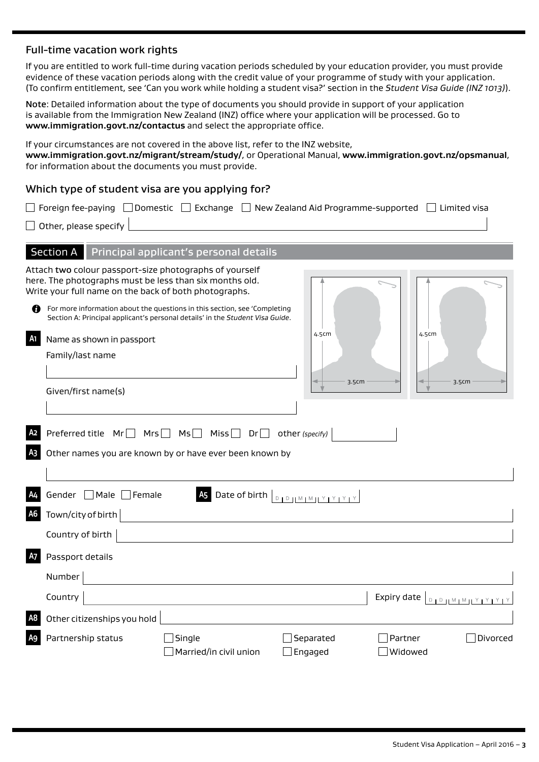## Full-time vacation work rights

If you are entitled to work full-time during vacation periods scheduled by your education provider, you must provide evidence of these vacation periods along with the credit value of your programme of study with your application. (To confirm entitlement, see 'Can you work while holding a student visa?' section in the *Student Visa Guide (INZ 1013)*).

**Note**: Detailed information about the type of documents you should provide in support of your application is available from the Immigration New Zealand (INZ) office where your application will be processed. Go to **www.immigration.govt.nz/contactus** and select the appropriate office.

If your circumstances are not covered in the above list, refer to the INZ website, **www.immigration.govt.nz/migrant/stream/study/**, or Operational Manual, **www.immigration.govt.nz/opsmanual**, for information about the documents you must provide.

## Which type of student visa are you applying for?

☐ Foreign fee-paying ☐ Domestic ☐ Exchange ☐ New Zealand Aid Programme-supported ☐ Limited visa

☐ Other, please specify

## Section A Principal applicant's personal details

Attach **two** colour passport-size photographs of yourself here. The photographs must be less than six months old. Write your full name on the back of both photographs.

(4.5cm × 3.5cm) (4.5cm × 3.5cm)

For more information about the questions in this section, see 'Completing Section A: Principal applicant's personal details' in the *Student Visa Guide*.

**A1** Name as shown in passport

Family/last name

Given/first name(s)

**A2** Preferred title Mr ☐ Mrs ☐ Ms ☐ Miss ☐ Dr ☐ other *(specify)*

**A3** Other names you are known by or have ever been known by

**A4** Gender ☐ Male ☐ Female

**A5** Date of birth DD MM YYYY

**A6** Town/city of birth

Country of birth

**A7** Passport details

Number

Country

Expiry date DD MM YYYY

**A8** Other citizenships you hold

**A9** Partnership status

☐ Single ☐ Married/in civil union ☐ Separated ☐ Engaged ☐ Partner ☐ Widowed ☐ Divorced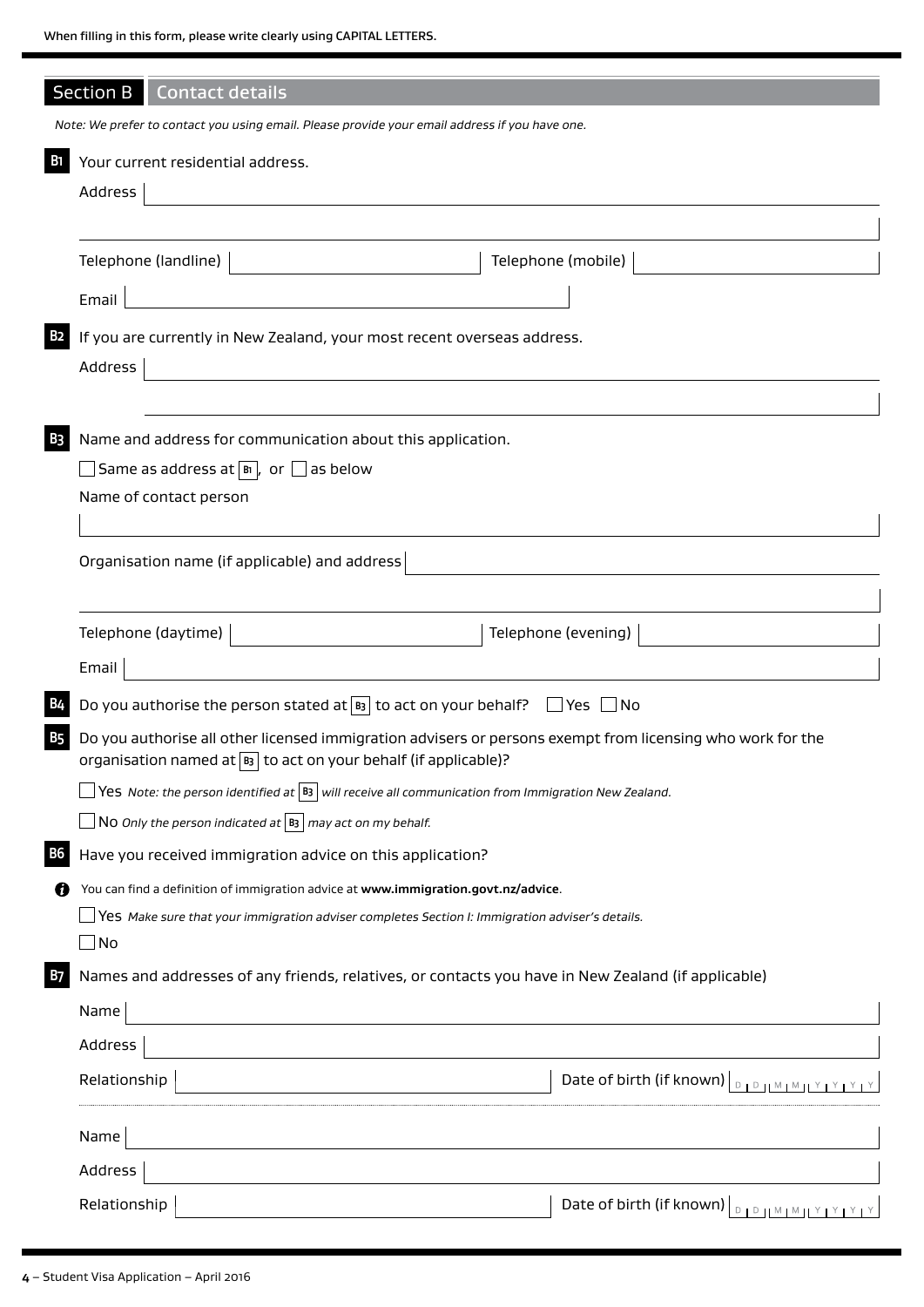When filling in this form, please write clearly using CAPITAL LETTERS.

## Section B Contact details

*Note: We prefer to contact you using email. Please provide your email address if you have one.*

**B1** Your current residential address.

Address

Telephone (landline) Telephone (mobile)

Email

**B2** If you are currently in New Zealand, your most recent overseas address.

Address

**B3** Name and address for communication about this application.

☐ Same as address at B1, or ☐ as below

Name of contact person

Organisation name (if applicable) and address

Telephone (daytime) Telephone (evening)

Email

**B4** Do you authorise the person stated at B3 to act on your behalf? ☐ Yes ☐ No

**B5** Do you authorise all other licensed immigration advisers or persons exempt from licensing who work for the organisation named at B3 to act on your behalf (if applicable)?

☐ Yes *Note: the person identified at B3 will receive all communication from Immigration New Zealand.*

☐ No *Only the person indicated at B3 may act on my behalf.*

**B6** Have you received immigration advice on this application?

You can find a definition of immigration advice at **www.immigration.govt.nz/advice**.

☐ Yes *Make sure that your immigration adviser completes Section I: Immigration adviser's details.*

☐ No

**B7** Names and addresses of any friends, relatives, or contacts you have in New Zealand (if applicable)

Name

Address

Relationship Date of birth (if known) D D M M Y Y Y Y

Name

Address

Relationship Date of birth (if known) D D M M Y Y Y Y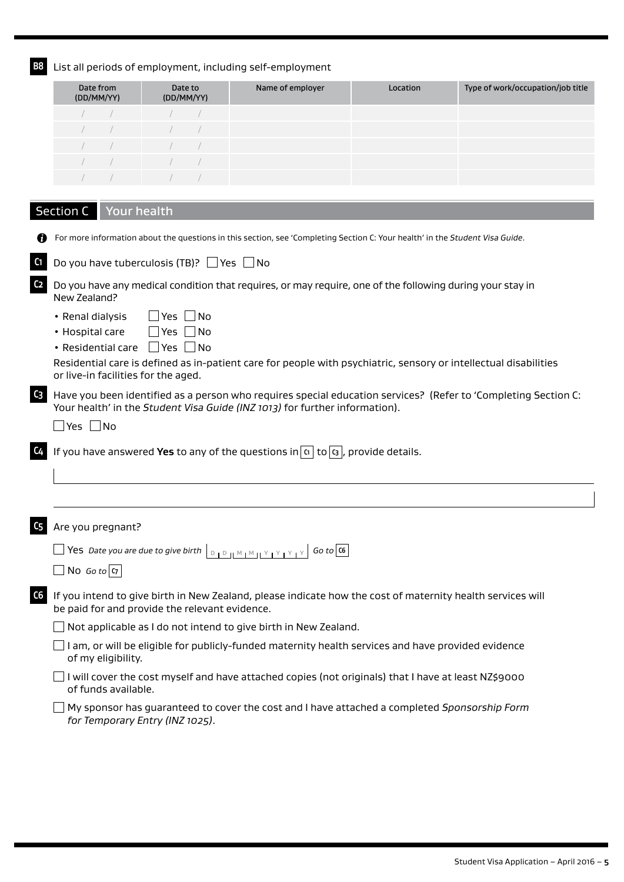**B8** List all periods of employment, including self-employment

| Date from (DD/MM/YY) | Date to (DD/MM/YY) | Name of employer | Location | Type of work/occupation/job title |
|---|---|---|---|---|
| / / | / / | | | |
| / / | / / | | | |
| / / | / / | | | |
| / / | / / | | | |
| / / | / / | | | |

## Section C Your health

For more information about the questions in this section, see 'Completing Section C: Your health' in the *Student Visa Guide*.

**C1** Do you have tuberculosis (TB)? ☐ Yes ☐ No

**C2** Do you have any medical condition that requires, or may require, one of the following during your stay in New Zealand?

- Renal dialysis ☐ Yes ☐ No
- Hospital care ☐ Yes ☐ No
- Residential care ☐ Yes ☐ No

Residential care is defined as in-patient care for people with psychiatric, sensory or intellectual disabilities or live-in facilities for the aged.

**C3** Have you been identified as a person who requires special education services? (Refer to 'Completing Section C: Your health' in the *Student Visa Guide (INZ 1013)* for further information).

☐ Yes ☐ No

**C4** If you have answered **Yes** to any of the questions in C1 to C3, provide details.

**C5** Are you pregnant?

☐ Yes *Date you are due to give birth* D D M M Y Y Y Y *Go to* C6

☐ No *Go to* C7

**C6** If you intend to give birth in New Zealand, please indicate how the cost of maternity health services will be paid for and provide the relevant evidence.

☐ Not applicable as I do not intend to give birth in New Zealand.

☐ I am, or will be eligible for publicly-funded maternity health services and have provided evidence of my eligibility.

☐ I will cover the cost myself and have attached copies (not originals) that I have at least NZ$9000 of funds available.

☐ My sponsor has guaranteed to cover the cost and I have attached a completed *Sponsorship Form for Temporary Entry (INZ 1025)*.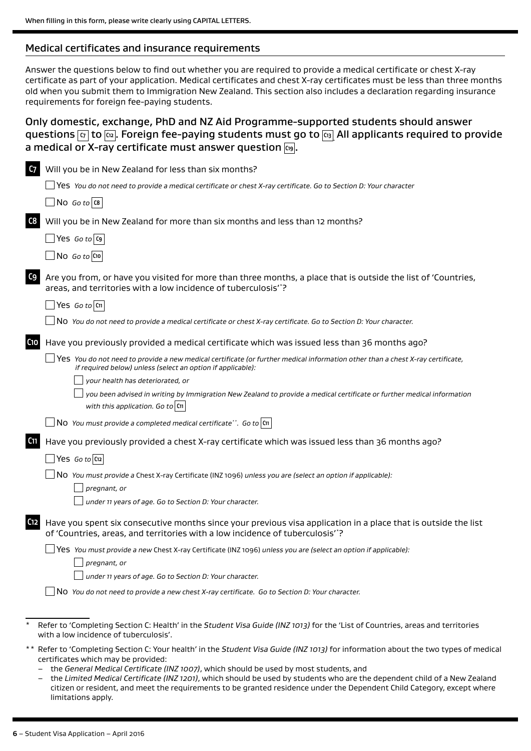When filling in this form, please write clearly using CAPITAL LETTERS.

## Medical certificates and insurance requirements

Answer the questions below to find out whether you are required to provide a medical certificate or chest X-ray certificate as part of your application. Medical certificates and chest X-ray certificates must be less than three months old when you submit them to Immigration New Zealand. This section also includes a declaration regarding insurance requirements for foreign fee-paying students.

### Only domestic, exchange, PhD and NZ Aid Programme-supported students should answer questions C7 to C12. Foreign fee-paying students must go to C13. All applicants required to provide a medical or X-ray certificate must answer question C19.

**C7** Will you be in New Zealand for less than six months?

- ☐ Yes *You do not need to provide a medical certificate or chest X-ray certificate. Go to Section D: Your character*
- ☐ No *Go to* C8

**C8** Will you be in New Zealand for more than six months and less than 12 months?

- ☐ Yes *Go to* C9
- ☐ No *Go to* C10

**C9** Are you from, or have you visited for more than three months, a place that is outside the list of 'Countries, areas, and territories with a low incidence of tuberculosis'*?

- ☐ Yes *Go to* C11
- ☐ No *You do not need to provide a medical certificate or chest X-ray certificate. Go to Section D: Your character.*

**C10** Have you previously provided a medical certificate which was issued less than 36 months ago?

- ☐ Yes *You do not need to provide a new medical certificate (or further medical information other than a chest X-ray certificate, if required below) unless (select an option if applicable):*
  - ☐ *your health has deteriorated, or*
  - ☐ *you been advised in writing by Immigration New Zealand to provide a medical certificate or further medical information with this application. Go to* C11
- ☐ No *You must provide a completed medical certificate***. Go to* C11

**C11** Have you previously provided a chest X-ray certificate which was issued less than 36 months ago?

- ☐ Yes *Go to* C12
- ☐ No *You must provide a* Chest X-ray Certificate (INZ 1096) *unless you are (select an option if applicable):*
  - ☐ *pregnant, or*
  - ☐ *under 11 years of age. Go to Section D: Your character.*

**C12** Have you spent six consecutive months since your previous visa application in a place that is outside the list of 'Countries, areas, and territories with a low incidence of tuberculosis'*?

- ☐ Yes *You must provide a new* Chest X-ray Certificate (INZ 1096) *unless you are (select an option if applicable):*
  - ☐ *pregnant, or*
  - ☐ *under 11 years of age. Go to Section D: Your character.*
- ☐ No *You do not need to provide a new chest X-ray certificate. Go to Section D: Your character.*

---

\* Refer to 'Completing Section C: Health' in the *Student Visa Guide (INZ 1013)* for the 'List of Countries, areas and territories with a low incidence of tuberculosis'.

\*\* Refer to 'Completing Section C: Your health' in the *Student Visa Guide (INZ 1013)* for information about the two types of medical certificates which may be provided:

- the *General Medical Certificate (INZ 1007)*, which should be used by most students, and
- the *Limited Medical Certificate (INZ 1201)*, which should be used by students who are the dependent child of a New Zealand citizen or resident, and meet the requirements to be granted residence under the Dependent Child Category, except where limitations apply.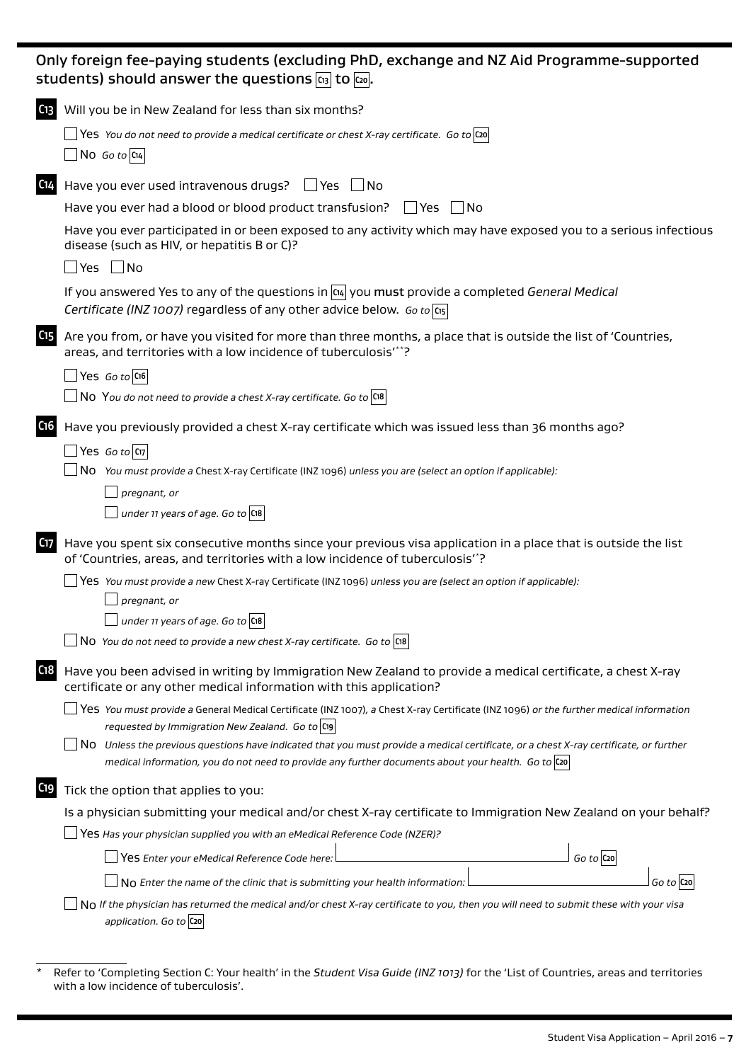## Only foreign fee-paying students (excluding PhD, exchange and NZ Aid Programme-supported students) should answer the questions C13 to C20.

**C13** Will you be in New Zealand for less than six months?

☐ Yes *You do not need to provide a medical certificate or chest X-ray certificate. Go to* **C20**

☐ No *Go to* **C14**

**C14** Have you ever used intravenous drugs? ☐ Yes ☐ No

Have you ever had a blood or blood product transfusion? ☐ Yes ☐ No

Have you ever participated in or been exposed to any activity which may have exposed you to a serious infectious disease (such as HIV, or hepatitis B or C)?

☐ Yes ☐ No

If you answered Yes to any of the questions in **C14** you **must** provide a completed *General Medical Certificate (INZ 1007)* regardless of any other advice below. *Go to* **C15**

**C15** Are you from, or have you visited for more than three months, a place that is outside the list of 'Countries, areas, and territories with a low incidence of tuberculosis'*?

☐ Yes *Go to* **C16**

☐ No *You do not need to provide a chest X-ray certificate. Go to* **C18**

**C16** Have you previously provided a chest X-ray certificate which was issued less than 36 months ago?

☐ Yes *Go to* **C17**

☐ No *You must provide a* Chest X-ray Certificate (INZ 1096) *unless you are (select an option if applicable):*

- ☐ *pregnant, or*
- ☐ *under 11 years of age. Go to* **C18**

**C17** Have you spent six consecutive months since your previous visa application in a place that is outside the list of 'Countries, areas, and territories with a low incidence of tuberculosis'*?

☐ Yes *You must provide a new* Chest X-ray Certificate (INZ 1096) *unless you are (select an option if applicable):*

- ☐ *pregnant, or*
- ☐ *under 11 years of age. Go to* **C18**

☐ No *You do not need to provide a new chest X-ray certificate. Go to* **C18**

**C18** Have you been advised in writing by Immigration New Zealand to provide a medical certificate, a chest X-ray certificate or any other medical information with this application?

☐ Yes *You must provide a* General Medical Certificate (INZ 1007), *a* Chest X-ray Certificate (INZ 1096) *or the further medical information requested by Immigration New Zealand. Go to* **C19**

☐ No *Unless the previous questions have indicated that you must provide a medical certificate, or a chest X-ray certificate, or further medical information, you do not need to provide any further documents about your health. Go to* **C20**

**C19** Tick the option that applies to you:

Is a physician submitting your medical and/or chest X-ray certificate to Immigration New Zealand on your behalf?

☐ Yes *Has your physician supplied you with an eMedical Reference Code (NZER)?*

- ☐ Yes *Enter your eMedical Reference Code here:* ____________________ *Go to* **C20**
- ☐ No *Enter the name of the clinic that is submitting your health information:* ____________________ *Go to* **C20**

☐ No *If the physician has returned the medical and/or chest X-ray certificate to you, then you will need to submit these with your visa application. Go to* **C20**

---

\* Refer to 'Completing Section C: Your health' in the *Student Visa Guide (INZ 1013)* for the 'List of Countries, areas and territories with a low incidence of tuberculosis'.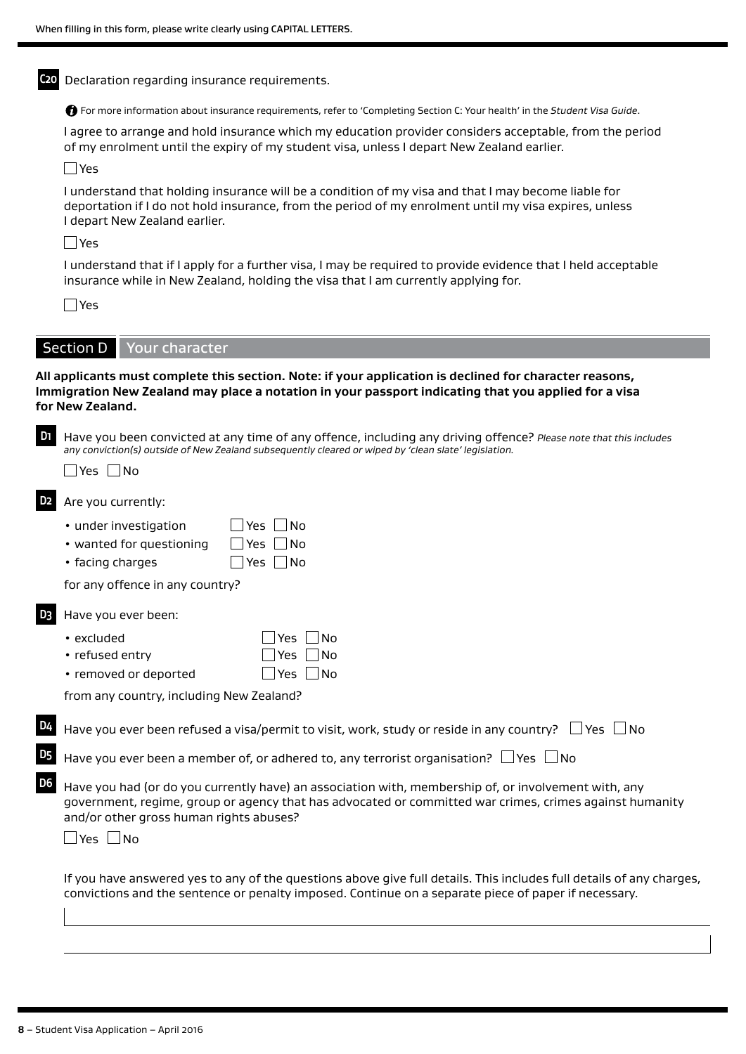When filling in this form, please write clearly using CAPITAL LETTERS.

**C20** Declaration regarding insurance requirements.

For more information about insurance requirements, refer to 'Completing Section C: Your health' in the *Student Visa Guide*.

I agree to arrange and hold insurance which my education provider considers acceptable, from the period of my enrolment until the expiry of my student visa, unless I depart New Zealand earlier.

☐ Yes

I understand that holding insurance will be a condition of my visa and that I may become liable for deportation if I do not hold insurance, from the period of my enrolment until my visa expires, unless I depart New Zealand earlier.

☐ Yes

I understand that if I apply for a further visa, I may be required to provide evidence that I held acceptable insurance while in New Zealand, holding the visa that I am currently applying for.

☐ Yes

## Section D Your character

**All applicants must complete this section. Note: if your application is declined for character reasons, Immigration New Zealand may place a notation in your passport indicating that you applied for a visa for New Zealand.**

**D1** Have you been convicted at any time of any offence, including any driving offence? *Please note that this includes any conviction(s) outside of New Zealand subsequently cleared or wiped by 'clean slate' legislation.*

☐ Yes ☐ No

**D2** Are you currently:

- under investigation ☐ Yes ☐ No
- wanted for questioning ☐ Yes ☐ No
- facing charges ☐ Yes ☐ No

for any offence in any country?

**D3** Have you ever been:

- excluded ☐ Yes ☐ No
- refused entry ☐ Yes ☐ No
- removed or deported ☐ Yes ☐ No

from any country, including New Zealand?

**D4** Have you ever been refused a visa/permit to visit, work, study or reside in any country? ☐ Yes ☐ No

**D5** Have you ever been a member of, or adhered to, any terrorist organisation? ☐ Yes ☐ No

**D6** Have you had (or do you currently have) an association with, membership of, or involvement with, any government, regime, group or agency that has advocated or committed war crimes, crimes against humanity and/or other gross human rights abuses?

☐ Yes ☐ No

If you have answered yes to any of the questions above give full details. This includes full details of any charges, convictions and the sentence or penalty imposed. Continue on a separate piece of paper if necessary.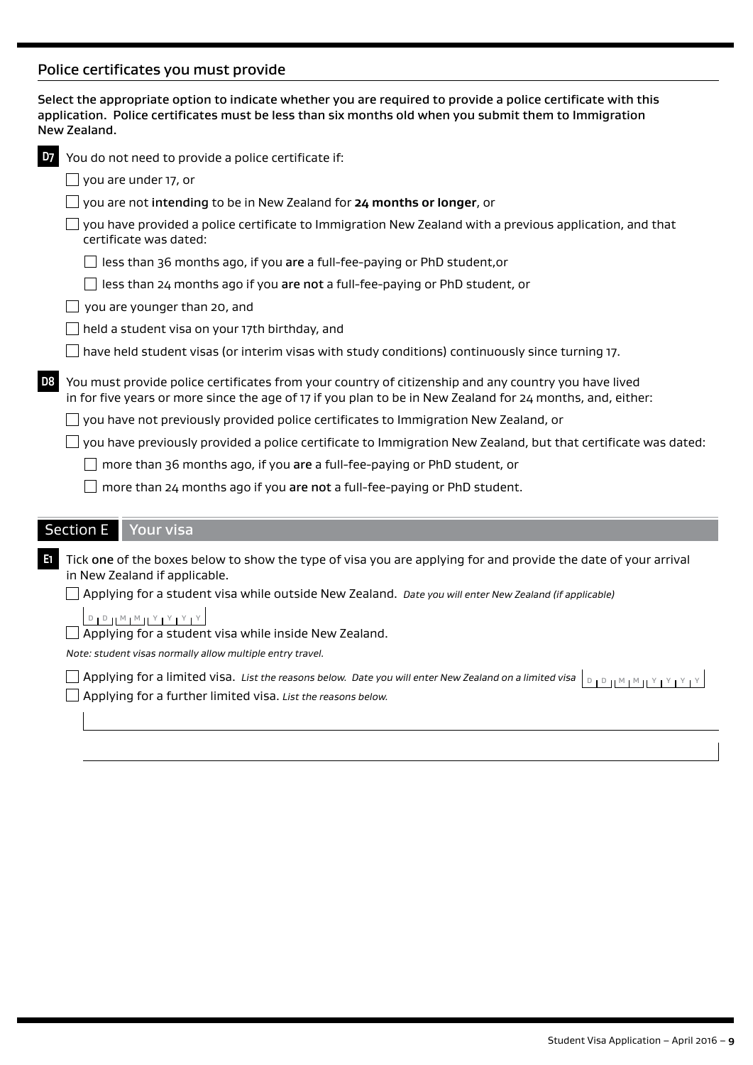## Police certificates you must provide

**Select the appropriate option to indicate whether you are required to provide a police certificate with this application. Police certificates must be less than six months old when you submit them to Immigration New Zealand.**

**D7** You do not need to provide a police certificate if:

- ☐ you are under 17, or
- ☐ you are not intending to be in New Zealand for **24 months or longer**, or
- ☐ you have provided a police certificate to Immigration New Zealand with a previous application, and that certificate was dated:
  - ☐ less than 36 months ago, if you are a full-fee-paying or PhD student,or
  - ☐ less than 24 months ago if you are not a full-fee-paying or PhD student, or
- ☐ you are younger than 20, and
- ☐ held a student visa on your 17th birthday, and
- ☐ have held student visas (or interim visas with study conditions) continuously since turning 17.

**D8** You must provide police certificates from your country of citizenship and any country you have lived in for five years or more since the age of 17 if you plan to be in New Zealand for 24 months, and, either:

- ☐ you have not previously provided police certificates to Immigration New Zealand, or
- ☐ you have previously provided a police certificate to Immigration New Zealand, but that certificate was dated:
  - ☐ more than 36 months ago, if you are a full-fee-paying or PhD student, or
  - ☐ more than 24 months ago if you are not a full-fee-paying or PhD student.

## Section E Your visa

**E1** Tick one of the boxes below to show the type of visa you are applying for and provide the date of your arrival in New Zealand if applicable.

- ☐ Applying for a student visa while outside New Zealand. *Date you will enter New Zealand (if applicable)* D D M M Y Y Y Y
- ☐ Applying for a student visa while inside New Zealand.

*Note: student visas normally allow multiple entry travel.*

- ☐ Applying for a limited visa. *List the reasons below. Date you will enter New Zealand on a limited visa* D D M M Y Y Y Y
- ☐ Applying for a further limited visa. *List the reasons below.*

______________________________________________

______________________________________________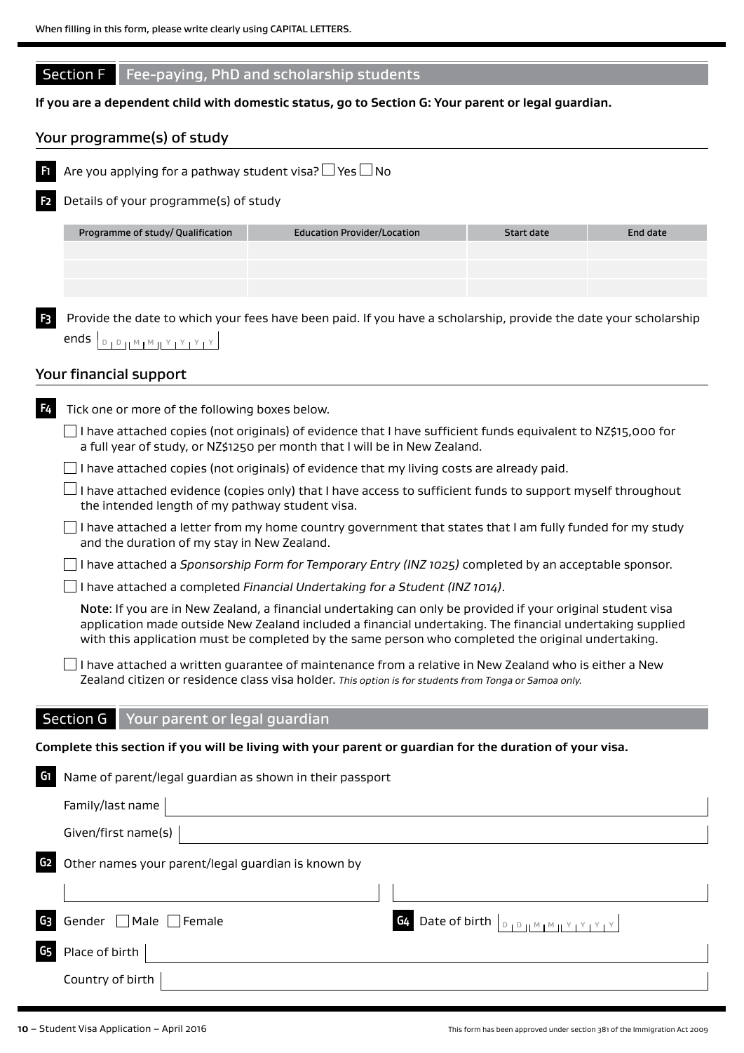When filling in this form, please write clearly using CAPITAL LETTERS.

## Section F Fee-paying, PhD and scholarship students

**If you are a dependent child with domestic status, go to Section G: Your parent or legal guardian.**

### Your programme(s) of study

**F1** Are you applying for a pathway student visa? ☐ Yes ☐ No

**F2** Details of your programme(s) of study

| Programme of study/ Qualification | Education Provider/Location | Start date | End date |
|---|---|---|---|
| | | | |
| | | | |
| | | | |

**F3** Provide the date to which your fees have been paid. If you have a scholarship, provide the date your scholarship ends D D M M Y Y Y Y

### Your financial support

**F4** Tick one or more of the following boxes below.

☐ I have attached copies (not originals) of evidence that I have sufficient funds equivalent to NZ$15,000 for a full year of study, or NZ$1250 per month that I will be in New Zealand.

☐ I have attached copies (not originals) of evidence that my living costs are already paid.

☐ I have attached evidence (copies only) that I have access to sufficient funds to support myself throughout the intended length of my pathway student visa.

☐ I have attached a letter from my home country government that states that I am fully funded for my study and the duration of my stay in New Zealand.

☐ I have attached a *Sponsorship Form for Temporary Entry (INZ 1025)* completed by an acceptable sponsor.

☐ I have attached a completed *Financial Undertaking for a Student (INZ 1014)*.

**Note**: If you are in New Zealand, a financial undertaking can only be provided if your original student visa application made outside New Zealand included a financial undertaking. The financial undertaking supplied with this application must be completed by the same person who completed the original undertaking.

☐ I have attached a written guarantee of maintenance from a relative in New Zealand who is either a New Zealand citizen or residence class visa holder. *This option is for students from Tonga or Samoa only.*

## Section G Your parent or legal guardian

**Complete this section if you will be living with your parent or guardian for the duration of your visa.**

**G1** Name of parent/legal guardian as shown in their passport

Family/last name

Given/first name(s)

**G2** Other names your parent/legal guardian is known by

**G3** Gender ☐ Male ☐ Female

**G4** Date of birth D D M M Y Y Y Y

**G5** Place of birth

Country of birth

This form has been approved under section 381 of the Immigration Act 2009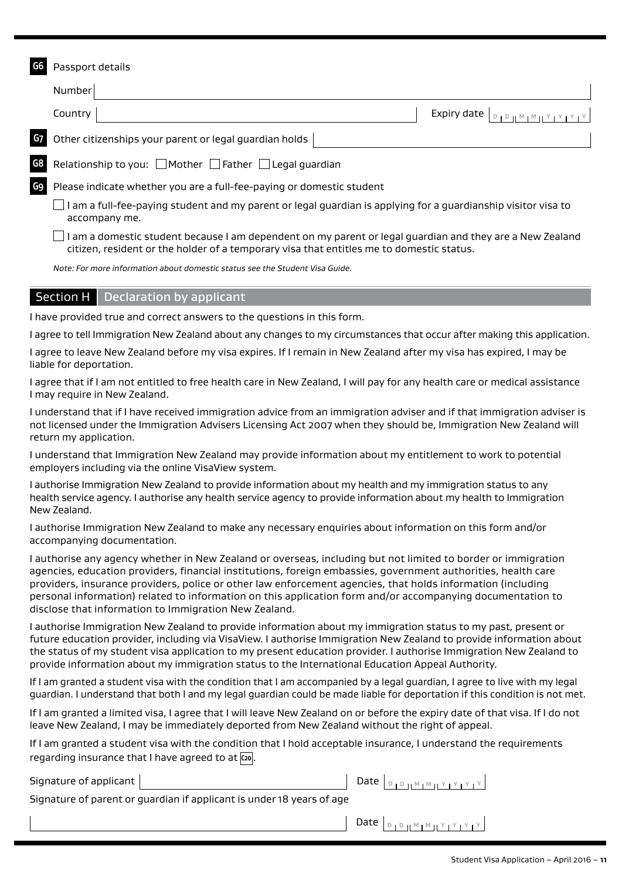**G6** Passport details

Number

Country Expiry date DD MM YYYY

**G7** Other citizenships your parent or legal guardian holds

**G8** Relationship to you: ☐ Mother ☐ Father ☐ Legal guardian

**G9** Please indicate whether you are a full-fee-paying or domestic student

☐ I am a full-fee-paying student and my parent or legal guardian is applying for a guardianship visitor visa to accompany me.

☐ I am a domestic student because I am dependent on my parent or legal guardian and they are a New Zealand citizen, resident or the holder of a temporary visa that entitles me to domestic status.

*Note: For more information about domestic status see the Student Visa Guide.*

## Section H Declaration by applicant

I have provided true and correct answers to the questions in this form.

I agree to tell Immigration New Zealand about any changes to my circumstances that occur after making this application.

I agree to leave New Zealand before my visa expires. If I remain in New Zealand after my visa has expired, I may be liable for deportation.

I agree that if I am not entitled to free health care in New Zealand, I will pay for any health care or medical assistance I may require in New Zealand.

I understand that if I have received immigration advice from an immigration adviser and if that immigration adviser is not licensed under the Immigration Advisers Licensing Act 2007 when they should be, Immigration New Zealand will return my application.

I understand that Immigration New Zealand may provide information about my entitlement to work to potential employers including via the online VisaView system.

I authorise Immigration New Zealand to provide information about my health and my immigration status to any health service agency. I authorise any health service agency to provide information about my health to Immigration New Zealand.

I authorise Immigration New Zealand to make any necessary enquiries about information on this form and/or accompanying documentation.

I authorise any agency whether in New Zealand or overseas, including but not limited to border or immigration agencies, education providers, financial institutions, foreign embassies, government authorities, health care providers, insurance providers, police or other law enforcement agencies, that holds information (including personal information) related to information on this application form and/or accompanying documentation to disclose that information to Immigration New Zealand.

I authorise Immigration New Zealand to provide information about my immigration status to my past, present or future education provider, including via VisaView. I authorise Immigration New Zealand to provide information about the status of my student visa application to my present education provider. I authorise Immigration New Zealand to provide information about my immigration status to the International Education Appeal Authority.

If I am granted a student visa with the condition that I am accompanied by a legal guardian, I agree to live with my legal guardian. I understand that both I and my legal guardian could be made liable for deportation if this condition is not met.

If I am granted a limited visa, I agree that I will leave New Zealand on or before the expiry date of that visa. If I do not leave New Zealand, I may be immediately deported from New Zealand without the right of appeal.

If I am granted a student visa with the condition that I hold acceptable insurance, I understand the requirements regarding insurance that I have agreed to at **C20**.

Signature of applicant Date DD MM YYYY

Signature of parent or guardian if applicant is under 18 years of age

Date DD MM YYYY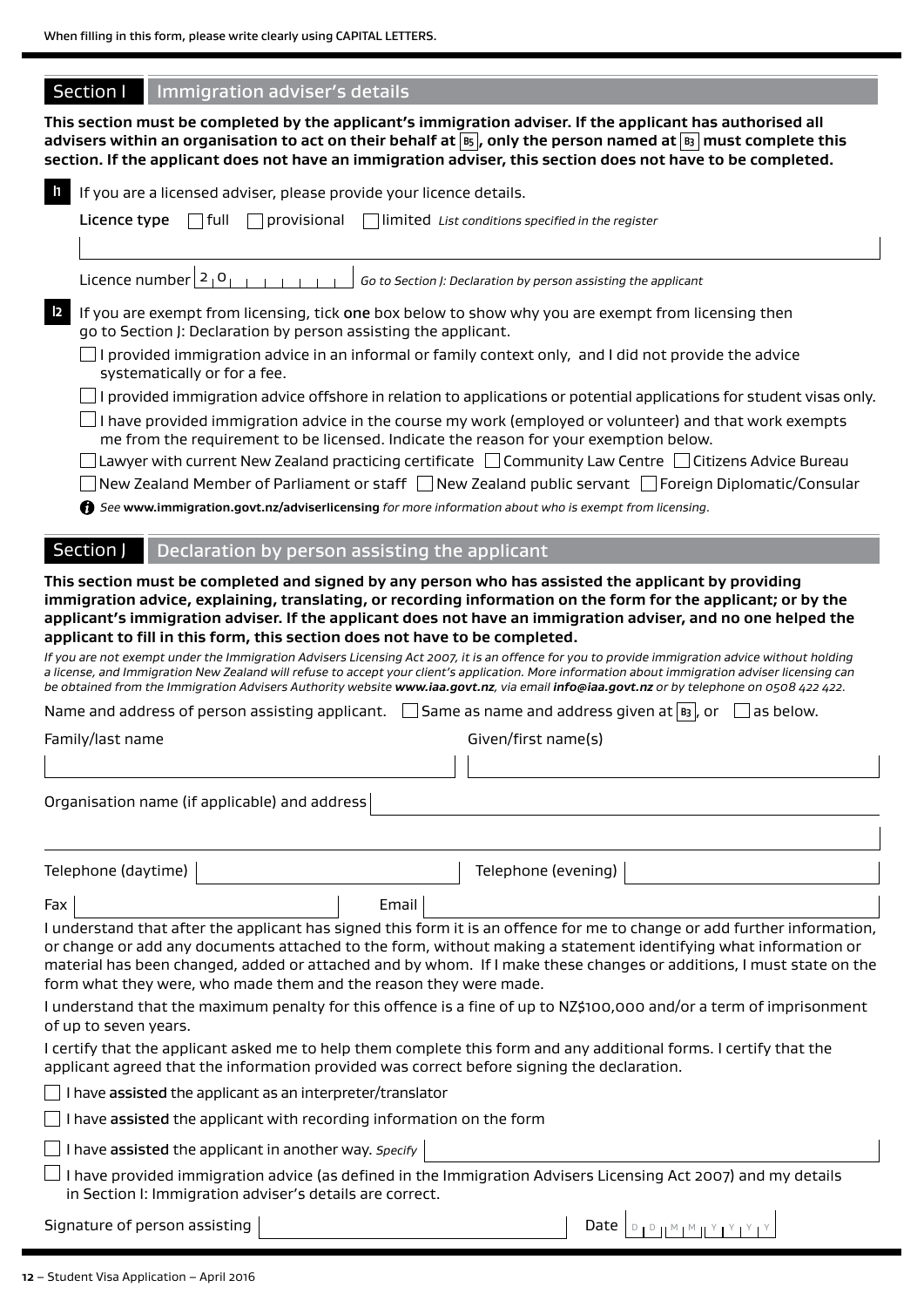When filling in this form, please write clearly using CAPITAL LETTERS.

## Section I Immigration adviser's details

**This section must be completed by the applicant's immigration adviser. If the applicant has authorised all advisers within an organisation to act on their behalf at B5, only the person named at B3 must complete this section. If the applicant does not have an immigration adviser, this section does not have to be completed.**

**I1** If you are a licensed adviser, please provide your licence details.

**Licence type** ☐ full ☐ provisional ☐ limited *List conditions specified in the register*

Licence number 2 0 *Go to Section J: Declaration by person assisting the applicant*

**I2** If you are exempt from licensing, tick **one** box below to show why you are exempt from licensing then go to Section J: Declaration by person assisting the applicant.

☐ I provided immigration advice in an informal or family context only, and I did not provide the advice systematically or for a fee.

☐ I provided immigration advice offshore in relation to applications or potential applications for student visas only.

☐ I have provided immigration advice in the course my work (employed or volunteer) and that work exempts me from the requirement to be licensed. Indicate the reason for your exemption below.

☐ Lawyer with current New Zealand practicing certificate ☐ Community Law Centre ☐ Citizens Advice Bureau

☐ New Zealand Member of Parliament or staff ☐ New Zealand public servant ☐ Foreign Diplomatic/Consular

*See* ***www.immigration.govt.nz/adviserlicensing*** *for more information about who is exempt from licensing.*

## Section J Declaration by person assisting the applicant

**This section must be completed and signed by any person who has assisted the applicant by providing immigration advice, explaining, translating, or recording information on the form for the applicant; or by the applicant's immigration adviser. If the applicant does not have an immigration adviser, and no one helped the applicant to fill in this form, this section does not have to be completed.**

*If you are not exempt under the Immigration Advisers Licensing Act 2007, it is an offence for you to provide immigration advice without holding a license, and Immigration New Zealand will refuse to accept your client's application. More information about immigration adviser licensing can be obtained from the Immigration Advisers Authority website* ***www.iaa.govt.nz****, via email* ***info@iaa.govt.nz*** *or by telephone on 0508 422 422.*

Name and address of person assisting applicant. ☐ Same as name and address given at B3, or ☐ as below.

Family/last name

Given/first name(s)

Organisation name (if applicable) and address

Telephone (daytime)

Telephone (evening)

Fax

Email

I understand that after the applicant has signed this form it is an offence for me to change or add further information, or change or add any documents attached to the form, without making a statement identifying what information or material has been changed, added or attached and by whom. If I make these changes or additions, I must state on the form what they were, who made them and the reason they were made.

I understand that the maximum penalty for this offence is a fine of up to NZ$100,000 and/or a term of imprisonment of up to seven years.

I certify that the applicant asked me to help them complete this form and any additional forms. I certify that the applicant agreed that the information provided was correct before signing the declaration.

☐ I have **assisted** the applicant as an interpreter/translator

☐ I have **assisted** the applicant with recording information on the form

☐ I have **assisted** the applicant in another way. *Specify*

☐ I have provided immigration advice (as defined in the Immigration Advisers Licensing Act 2007) and my details in Section I: Immigration adviser's details are correct.

Signature of person assisting

Date D D M M Y Y Y Y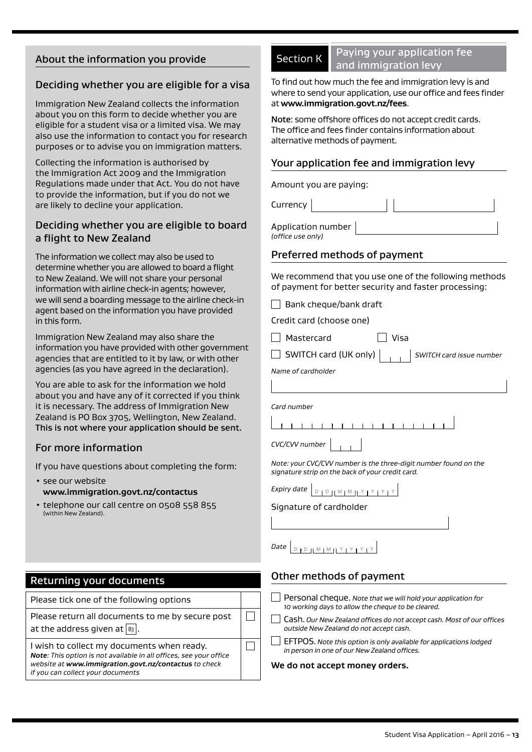## About the information you provide

### Deciding whether you are eligible for a visa

Immigration New Zealand collects the information about you on this form to decide whether you are eligible for a student visa or a limited visa. We may also use the information to contact you for research purposes or to advise you on immigration matters.

Collecting the information is authorised by the Immigration Act 2009 and the Immigration Regulations made under that Act. You do not have to provide the information, but if you do not we are likely to decline your application.

### Deciding whether you are eligible to board a flight to New Zealand

The information we collect may also be used to determine whether you are allowed to board a flight to New Zealand. We will not share your personal information with airline check-in agents; however, we will send a boarding message to the airline check-in agent based on the information you have provided in this form.

Immigration New Zealand may also share the information you have provided with other government agencies that are entitled to it by law, or with other agencies (as you have agreed in the declaration).

You are able to ask for the information we hold about you and have any of it corrected if you think it is necessary. The address of Immigration New Zealand is PO Box 3705, Wellington, New Zealand. This is not where your application should be sent.

### For more information

If you have questions about completing the form:

- see our website **www.immigration.govt.nz/contactus**
- telephone our call centre on 0508 558 855 (within New Zealand).

## Returning your documents

| Please tick one of the following options | |
|---|---|
| Please return all documents to me by secure post at the address given at B3. | ☐ |
| I wish to collect my documents when ready. ***Note**: This option is not available in all offices, see your office website at **www.immigration.govt.nz/contactus** to check if you can collect your documents* | ☐ |

## Section K Paying your application fee and immigration levy

To find out how much the fee and immigration levy is and where to send your application, use our office and fees finder at **www.immigration.govt.nz/fees**.

Note: some offshore offices do not accept credit cards. The office and fees finder contains information about alternative methods of payment.

### Your application fee and immigration levy

Amount you are paying:

Currency ______ ______

Application number *(office use only)* ______

### Preferred methods of payment

We recommend that you use one of the following methods of payment for better security and faster processing:

☐ Bank cheque/bank draft

Credit card (choose one)

☐ Mastercard ☐ Visa

☐ SWITCH card (UK only) ______ *SWITCH card issue number*

*Name of cardholder*

______

*Card number*

______

*CVC/CVV number* ______

*Note: your CVC/CVV number is the three-digit number found on the signature strip on the back of your credit card.*

*Expiry date* DD MM YYYY

Signature of cardholder

______

*Date* DD MM YYYY

### Other methods of payment

☐ Personal cheque. *Note that we will hold your application for 10 working days to allow the cheque to be cleared.*

☐ Cash. *Our New Zealand offices do not accept cash. Most of our offices outside New Zealand do not accept cash.*

☐ EFTPOS. *Note this option is only available for applications lodged in person in one of our New Zealand offices.*

**We do not accept money orders.**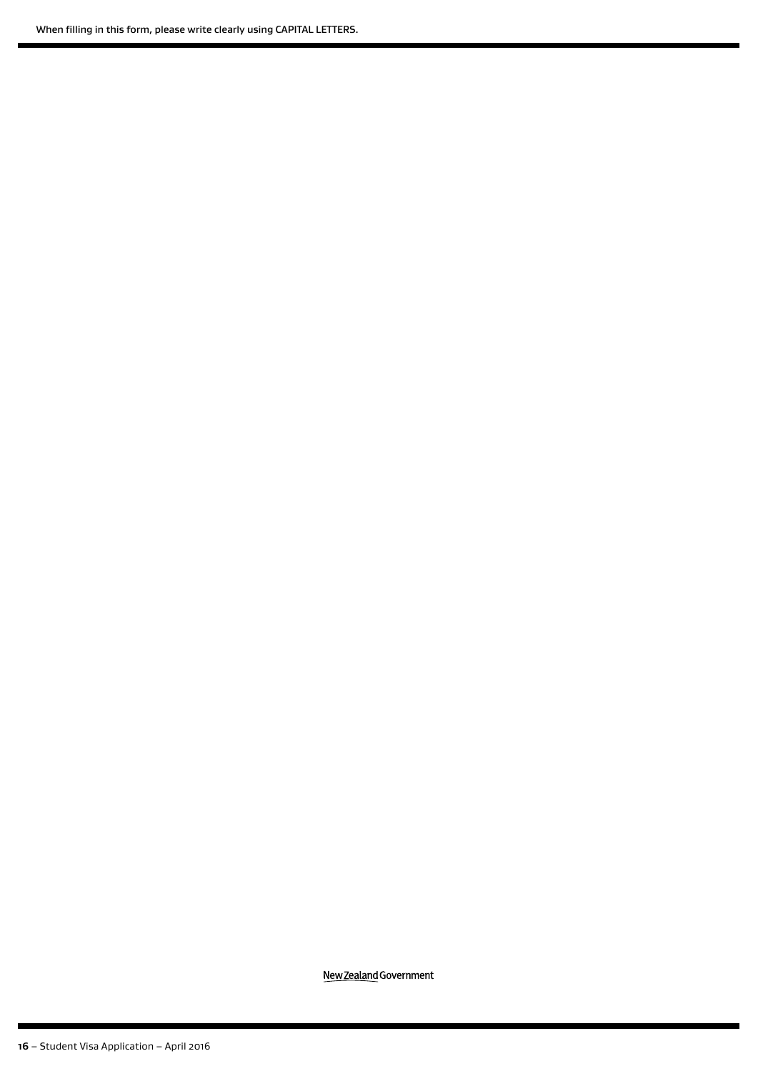New Zealand Government